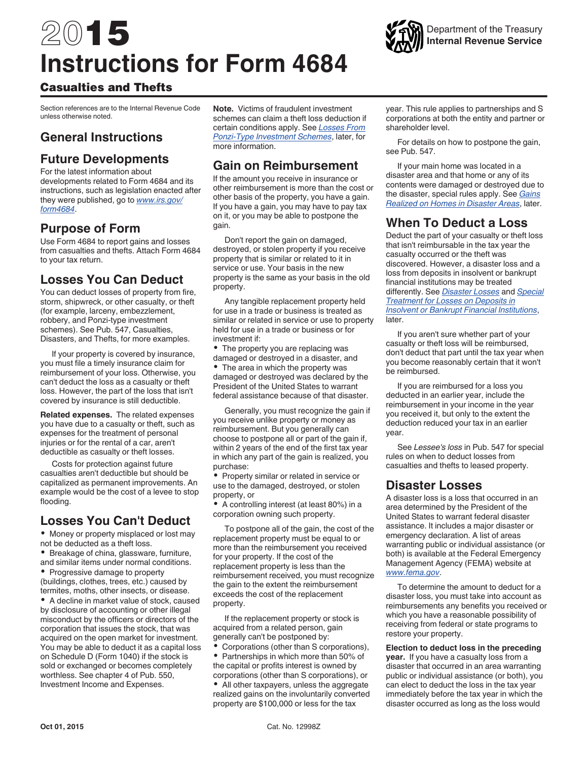# 2015 Instructions for Form 4684

Department of the Treasury
**Internal Revenue Service**

## Casualties and Thefts

Section references are to the Internal Revenue Code unless otherwise noted.

## General Instructions

## Future Developments

For the latest information about developments related to Form 4684 and its instructions, such as legislation enacted after they were published, go to *www.irs.gov/form4684*.

## Purpose of Form

Use Form 4684 to report gains and losses from casualties and thefts. Attach Form 4684 to your tax return.

## Losses You Can Deduct

You can deduct losses of property from fire, storm, shipwreck, or other casualty, or theft (for example, larceny, embezzlement, robbery, and Ponzi-type investment schemes). See Pub. 547, Casualties, Disasters, and Thefts, for more examples.

If your property is covered by insurance, you must file a timely insurance claim for reimbursement of your loss. Otherwise, you can't deduct the loss as a casualty or theft loss. However, the part of the loss that isn't covered by insurance is still deductible.

**Related expenses.** The related expenses you have due to a casualty or theft, such as expenses for the treatment of personal injuries or for the rental of a car, aren't deductible as casualty or theft losses.

Costs for protection against future casualties aren't deductible but should be capitalized as permanent improvements. An example would be the cost of a levee to stop flooding.

## Losses You Can't Deduct

- Money or property misplaced or lost may not be deducted as a theft loss.
- Breakage of china, glassware, furniture, and similar items under normal conditions.
- Progressive damage to property (buildings, clothes, trees, etc.) caused by termites, moths, other insects, or disease.
- A decline in market value of stock, caused by disclosure of accounting or other illegal misconduct by the officers or directors of the corporation that issues the stock, that was acquired on the open market for investment. You may be able to deduct it as a capital loss on Schedule D (Form 1040) if the stock is sold or exchanged or becomes completely worthless. See chapter 4 of Pub. 550, Investment Income and Expenses.

**Note.** Victims of fraudulent investment schemes can claim a theft loss deduction if certain conditions apply. See *Losses From Ponzi-Type Investment Schemes*, later, for more information.

## Gain on Reimbursement

If the amount you receive in insurance or other reimbursement is more than the cost or other basis of the property, you have a gain. If you have a gain, you may have to pay tax on it, or you may be able to postpone the gain.

Don't report the gain on damaged, destroyed, or stolen property if you receive property that is similar or related to it in service or use. Your basis in the new property is the same as your basis in the old property.

Any tangible replacement property held for use in a trade or business is treated as similar or related in service or use to property held for use in a trade or business or for investment if:

- The property you are replacing was damaged or destroyed in a disaster, and
- The area in which the property was damaged or destroyed was declared by the President of the United States to warrant federal assistance because of that disaster.

Generally, you must recognize the gain if you receive unlike property or money as reimbursement. But you generally can choose to postpone all or part of the gain if, within 2 years of the end of the first tax year in which any part of the gain is realized, you purchase:

- Property similar or related in service or use to the damaged, destroyed, or stolen property, or
- A controlling interest (at least 80%) in a corporation owning such property.

To postpone all of the gain, the cost of the replacement property must be equal to or more than the reimbursement you received for your property. If the cost of the replacement property is less than the reimbursement received, you must recognize the gain to the extent the reimbursement exceeds the cost of the replacement property.

If the replacement property or stock is acquired from a related person, gain generally can't be postponed by:

- Corporations (other than S corporations),
- Partnerships in which more than 50% of the capital or profits interest is owned by corporations (other than S corporations), or
- All other taxpayers, unless the aggregate realized gains on the involuntarily converted property are $100,000 or less for the tax year. This rule applies to partnerships and S corporations at both the entity and partner or shareholder level.

For details on how to postpone the gain, see Pub. 547.

If your main home was located in a disaster area and that home or any of its contents were damaged or destroyed due to the disaster, special rules apply. See *Gains Realized on Homes in Disaster Areas*, later.

## When To Deduct a Loss

Deduct the part of your casualty or theft loss that isn't reimbursable in the tax year the casualty occurred or the theft was discovered. However, a disaster loss and a loss from deposits in insolvent or bankrupt financial institutions may be treated differently. See *Disaster Losses* and *Special Treatment for Losses on Deposits in Insolvent or Bankrupt Financial Institutions*, later.

If you aren't sure whether part of your casualty or theft loss will be reimbursed, don't deduct that part until the tax year when you become reasonably certain that it won't be reimbursed.

If you are reimbursed for a loss you deducted in an earlier year, include the reimbursement in your income in the year you received it, but only to the extent the deduction reduced your tax in an earlier year.

See *Lessee's loss* in Pub. 547 for special rules on when to deduct losses from casualties and thefts to leased property.

## Disaster Losses

A disaster loss is a loss that occurred in an area determined by the President of the United States to warrant federal disaster assistance. It includes a major disaster or emergency declaration. A list of areas warranting public or individual assistance (or both) is available at the Federal Emergency Management Agency (FEMA) website at *www.fema.gov*.

To determine the amount to deduct for a disaster loss, you must take into account as reimbursements any benefits you received or which you have a reasonable possibility of receiving from federal or state programs to restore your property.

**Election to deduct loss in the preceding year.** If you have a casualty loss from a disaster that occurred in an area warranting public or individual assistance (or both), you can elect to deduct the loss in the tax year immediately before the tax year in which the disaster occurred as long as the loss would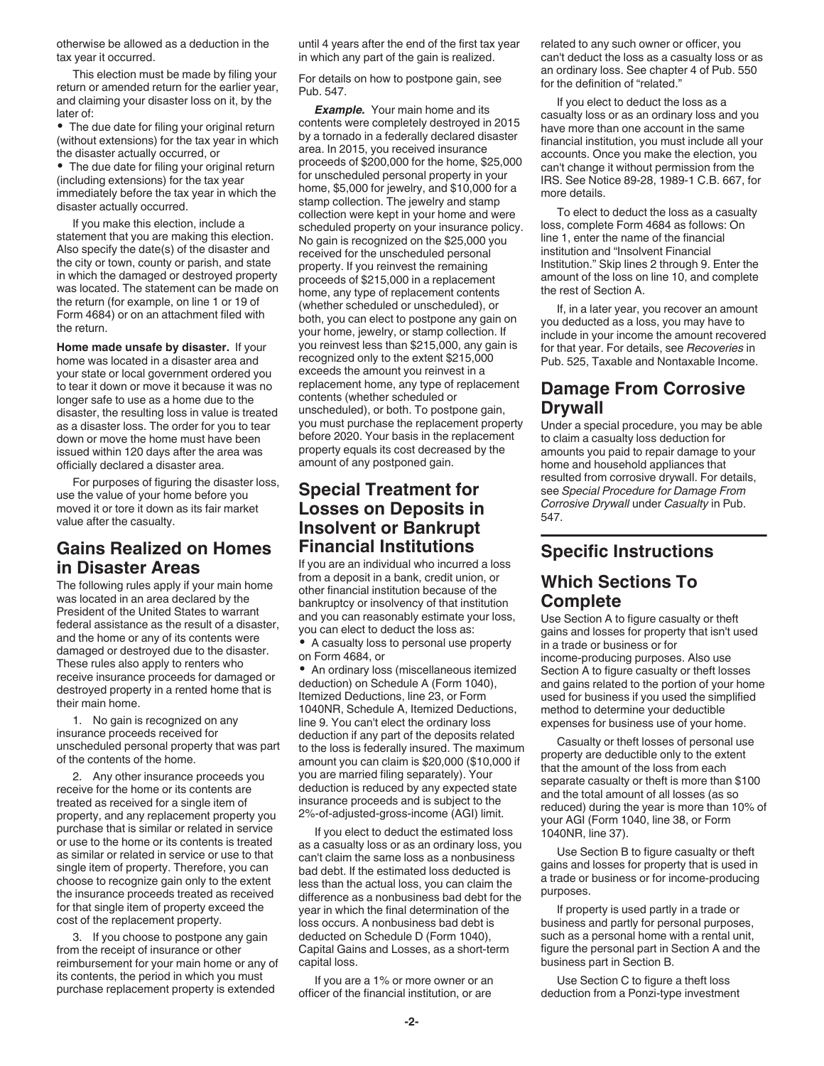otherwise be allowed as a deduction in the tax year it occurred.

This election must be made by filing your return or amended return for the earlier year, and claiming your disaster loss on it, by the later of:

- The due date for filing your original return (without extensions) for the tax year in which the disaster actually occurred, or
- The due date for filing your original return (including extensions) for the tax year immediately before the tax year in which the disaster actually occurred.

If you make this election, include a statement that you are making this election. Also specify the date(s) of the disaster and the city or town, county or parish, and state in which the damaged or destroyed property was located. The statement can be made on the return (for example, on line 1 or 19 of Form 4684) or on an attachment filed with the return.

**Home made unsafe by disaster.** If your home was located in a disaster area and your state or local government ordered you to tear it down or move it because it was no longer safe to use as a home due to the disaster, the resulting loss in value is treated as a disaster loss. The order for you to tear down or move the home must have been issued within 120 days after the area was officially declared a disaster area.

For purposes of figuring the disaster loss, use the value of your home before you moved it or tore it down as its fair market value after the casualty.

## Gains Realized on Homes in Disaster Areas

The following rules apply if your main home was located in an area declared by the President of the United States to warrant federal assistance as the result of a disaster, and the home or any of its contents were damaged or destroyed due to the disaster. These rules also apply to renters who receive insurance proceeds for damaged or destroyed property in a rented home that is their main home.

1. No gain is recognized on any insurance proceeds received for unscheduled personal property that was part of the contents of the home.

2. Any other insurance proceeds you receive for the home or its contents are treated as received for a single item of property, and any replacement property you purchase that is similar or related in service or use to the home or its contents is treated as similar or related in service or use to that single item of property. Therefore, you can choose to recognize gain only to the extent the insurance proceeds treated as received for that single item of property exceed the cost of the replacement property.

3. If you choose to postpone any gain from the receipt of insurance or other reimbursement for your main home or any of its contents, the period in which you must purchase replacement property is extended until 4 years after the end of the first tax year in which any part of the gain is realized.

For details on how to postpone gain, see Pub. 547.

***Example.*** Your main home and its contents were completely destroyed in 2015 by a tornado in a federally declared disaster area. In 2015, you received insurance proceeds of $200,000 for the home, $25,000 for unscheduled personal property in your home, $5,000 for jewelry, and $10,000 for a stamp collection. The jewelry and stamp collection were kept in your home and were scheduled property on your insurance policy. No gain is recognized on the $25,000 you received for the unscheduled personal property. If you reinvest the remaining proceeds of $215,000 in a replacement home, any type of replacement contents (whether scheduled or unscheduled), or both, you can elect to postpone any gain on your home, jewelry, or stamp collection. If you reinvest less than $215,000, any gain is recognized only to the extent $215,000 exceeds the amount you reinvest in a replacement home, any type of replacement contents (whether scheduled or unscheduled), or both. To postpone gain, you must purchase the replacement property before 2020. Your basis in the replacement property equals its cost decreased by the amount of any postponed gain.

## Special Treatment for Losses on Deposits in Insolvent or Bankrupt Financial Institutions

If you are an individual who incurred a loss from a deposit in a bank, credit union, or other financial institution because of the bankruptcy or insolvency of that institution and you can reasonably estimate your loss, you can elect to deduct the loss as:

- A casualty loss to personal use property on Form 4684, or
- An ordinary loss (miscellaneous itemized deduction) on Schedule A (Form 1040), Itemized Deductions, line 23, or Form 1040NR, Schedule A, Itemized Deductions, line 9. You can't elect the ordinary loss deduction if any part of the deposits related to the loss is federally insured. The maximum amount you can claim is $20,000 ($10,000 if you are married filing separately). Your deduction is reduced by any expected state insurance proceeds and is subject to the 2%-of-adjusted-gross-income (AGI) limit.

If you elect to deduct the estimated loss as a casualty loss or as an ordinary loss, you can't claim the same loss as a nonbusiness bad debt. If the estimated loss deducted is less than the actual loss, you can claim the difference as a nonbusiness bad debt for the year in which the final determination of the loss occurs. A nonbusiness bad debt is deducted on Schedule D (Form 1040), Capital Gains and Losses, as a short-term capital loss.

If you are a 1% or more owner or an officer of the financial institution, or are related to any such owner or officer, you can't deduct the loss as a casualty loss or as an ordinary loss. See chapter 4 of Pub. 550 for the definition of "related."

If you elect to deduct the loss as a casualty loss or as an ordinary loss and you have more than one account in the same financial institution, you must include all your accounts. Once you make the election, you can't change it without permission from the IRS. See Notice 89-28, 1989-1 C.B. 667, for more details.

To elect to deduct the loss as a casualty loss, complete Form 4684 as follows: On line 1, enter the name of the financial institution and "Insolvent Financial Institution." Skip lines 2 through 9. Enter the amount of the loss on line 10, and complete the rest of Section A.

If, in a later year, you recover an amount you deducted as a loss, you may have to include in your income the amount recovered for that year. For details, see *Recoveries* in Pub. 525, Taxable and Nontaxable Income.

## Damage From Corrosive Drywall

Under a special procedure, you may be able to claim a casualty loss deduction for amounts you paid to repair damage to your home and household appliances that resulted from corrosive drywall. For details, see *Special Procedure for Damage From Corrosive Drywall* under *Casualty* in Pub. 547.

# Specific Instructions

## Which Sections To Complete

Use Section A to figure casualty or theft gains and losses for property that isn't used in a trade or business or for income-producing purposes. Also use Section A to figure casualty or theft losses and gains related to the portion of your home used for business if you used the simplified method to determine your deductible expenses for business use of your home.

Casualty or theft losses of personal use property are deductible only to the extent that the amount of the loss from each separate casualty or theft is more than $100 and the total amount of all losses (as so reduced) during the year is more than 10% of your AGI (Form 1040, line 38, or Form 1040NR, line 37).

Use Section B to figure casualty or theft gains and losses for property that is used in a trade or business or for income-producing purposes.

If property is used partly in a trade or business and partly for personal purposes, such as a personal home with a rental unit, figure the personal part in Section A and the business part in Section B.

Use Section C to figure a theft loss deduction from a Ponzi-type investment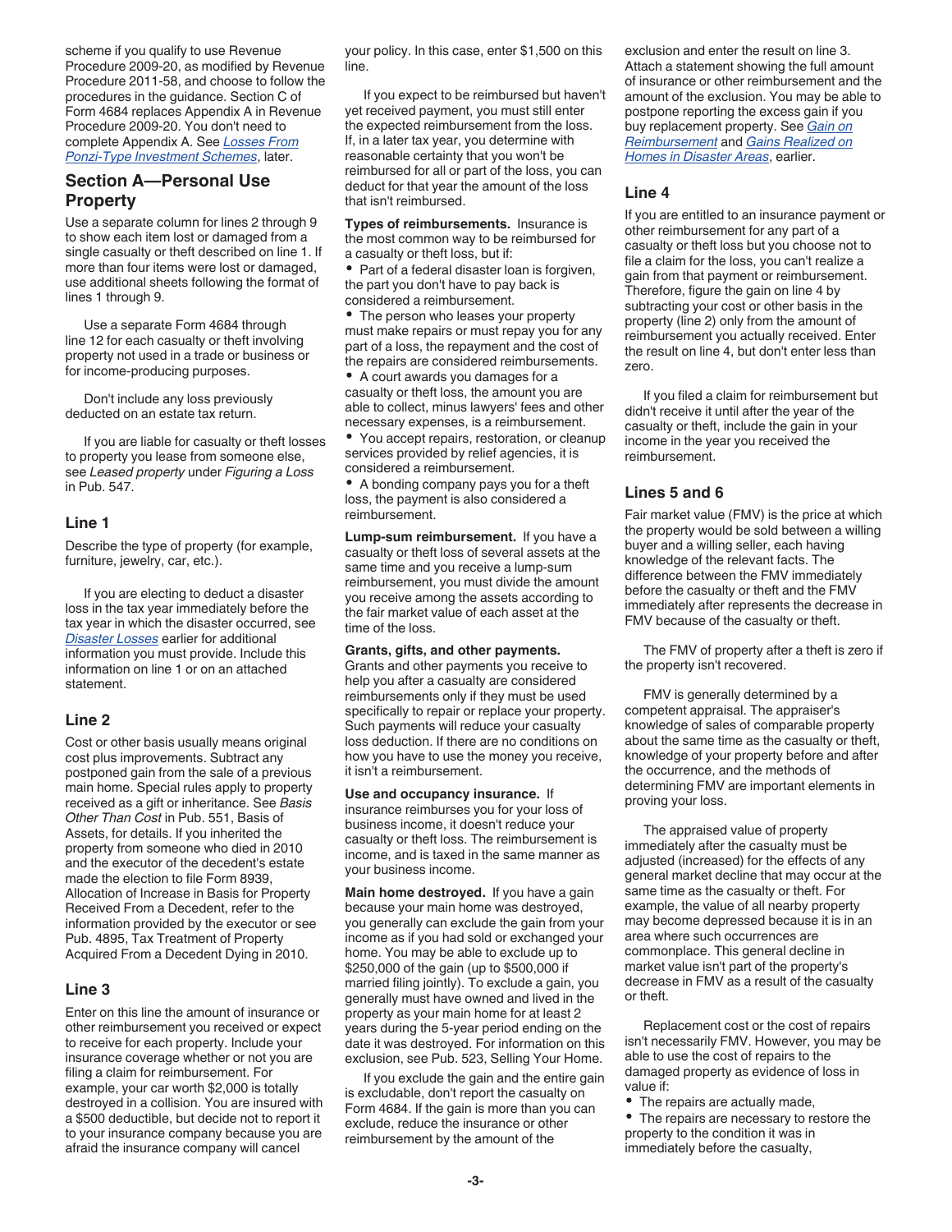scheme if you qualify to use Revenue Procedure 2009-20, as modified by Revenue Procedure 2011-58, and choose to follow the procedures in the guidance. Section C of Form 4684 replaces Appendix A in Revenue Procedure 2009-20. You don't need to complete Appendix A. See *Losses From Ponzi-Type Investment Schemes*, later.

## Section A—Personal Use Property

Use a separate column for lines 2 through 9 to show each item lost or damaged from a single casualty or theft described on line 1. If more than four items were lost or damaged, use additional sheets following the format of lines 1 through 9.

Use a separate Form 4684 through line 12 for each casualty or theft involving property not used in a trade or business or for income-producing purposes.

Don't include any loss previously deducted on an estate tax return.

If you are liable for casualty or theft losses to property you lease from someone else, see *Leased property* under *Figuring a Loss* in Pub. 547.

### Line 1

Describe the type of property (for example, furniture, jewelry, car, etc.).

If you are electing to deduct a disaster loss in the tax year immediately before the tax year in which the disaster occurred, see *Disaster Losses* earlier for additional information you must provide. Include this information on line 1 or on an attached statement.

### Line 2

Cost or other basis usually means original cost plus improvements. Subtract any postponed gain from the sale of a previous main home. Special rules apply to property received as a gift or inheritance. See *Basis Other Than Cost* in Pub. 551, Basis of Assets, for details. If you inherited the property from someone who died in 2010 and the executor of the decedent's estate made the election to file Form 8939, Allocation of Increase in Basis for Property Received From a Decedent, refer to the information provided by the executor or see Pub. 4895, Tax Treatment of Property Acquired From a Decedent Dying in 2010.

### Line 3

Enter on this line the amount of insurance or other reimbursement you received or expect to receive for each property. Include your insurance coverage whether or not you are filing a claim for reimbursement. For example, your car worth $2,000 is totally destroyed in a collision. You are insured with a $500 deductible, but decide not to report it to your insurance company because you are afraid the insurance company will cancel your policy. In this case, enter $1,500 on this line.

If you expect to be reimbursed but haven't yet received payment, you must still enter the expected reimbursement from the loss. If, in a later tax year, you determine with reasonable certainty that you won't be reimbursed for all or part of the loss, you can deduct for that year the amount of the loss that isn't reimbursed.

**Types of reimbursements.** Insurance is the most common way to be reimbursed for a casualty or theft loss, but if:

- Part of a federal disaster loan is forgiven, the part you don't have to pay back is considered a reimbursement.
- The person who leases your property must make repairs or must repay you for any part of a loss, the repayment and the cost of the repairs are considered reimbursements.
- A court awards you damages for a casualty or theft loss, the amount you are able to collect, minus lawyers' fees and other necessary expenses, is a reimbursement.
- You accept repairs, restoration, or cleanup services provided by relief agencies, it is considered a reimbursement.
- A bonding company pays you for a theft loss, the payment is also considered a reimbursement.

**Lump-sum reimbursement.** If you have a casualty or theft loss of several assets at the same time and you receive a lump-sum reimbursement, you must divide the amount you receive among the assets according to the fair market value of each asset at the time of the loss.

**Grants, gifts, and other payments.** Grants and other payments you receive to help you after a casualty are considered reimbursements only if they must be used specifically to repair or replace your property. Such payments will reduce your casualty loss deduction. If there are no conditions on how you have to use the money you receive, it isn't a reimbursement.

**Use and occupancy insurance.** If insurance reimburses you for your loss of business income, it doesn't reduce your casualty or theft loss. The reimbursement is income, and is taxed in the same manner as your business income.

**Main home destroyed.** If you have a gain because your main home was destroyed, you generally can exclude the gain from your income as if you had sold or exchanged your home. You may be able to exclude up to $250,000 of the gain (up to $500,000 if married filing jointly). To exclude a gain, you generally must have owned and lived in the property as your main home for at least 2 years during the 5-year period ending on the date it was destroyed. For information on this exclusion, see Pub. 523, Selling Your Home.

If you exclude the gain and the entire gain is excludable, don't report the casualty on Form 4684. If the gain is more than you can exclude, reduce the insurance or other reimbursement by the amount of the exclusion and enter the result on line 3. Attach a statement showing the full amount of insurance or other reimbursement and the amount of the exclusion. You may be able to postpone reporting the excess gain if you buy replacement property. See *Gain on Reimbursement* and *Gains Realized on Homes in Disaster Areas*, earlier.

### Line 4

If you are entitled to an insurance payment or other reimbursement for any part of a casualty or theft loss but you choose not to file a claim for the loss, you can't realize a gain from that payment or reimbursement. Therefore, figure the gain on line 4 by subtracting your cost or other basis in the property (line 2) only from the amount of reimbursement you actually received. Enter the result on line 4, but don't enter less than zero.

If you filed a claim for reimbursement but didn't receive it until after the year of the casualty or theft, include the gain in your income in the year you received the reimbursement.

### Lines 5 and 6

Fair market value (FMV) is the price at which the property would be sold between a willing buyer and a willing seller, each having knowledge of the relevant facts. The difference between the FMV immediately before the casualty or theft and the FMV immediately after represents the decrease in FMV because of the casualty or theft.

The FMV of property after a theft is zero if the property isn't recovered.

FMV is generally determined by a competent appraisal. The appraiser's knowledge of sales of comparable property about the same time as the casualty or theft, knowledge of your property before and after the occurrence, and the methods of determining FMV are important elements in proving your loss.

The appraised value of property immediately after the casualty must be adjusted (increased) for the effects of any general market decline that may occur at the same time as the casualty or theft. For example, the value of all nearby property may become depressed because it is in an area where such occurrences are commonplace. This general decline in market value isn't part of the property's decrease in FMV as a result of the casualty or theft.

Replacement cost or the cost of repairs isn't necessarily FMV. However, you may be able to use the cost of repairs to the damaged property as evidence of loss in value if:

- The repairs are actually made,
- The repairs are necessary to restore the property to the condition it was in immediately before the casualty,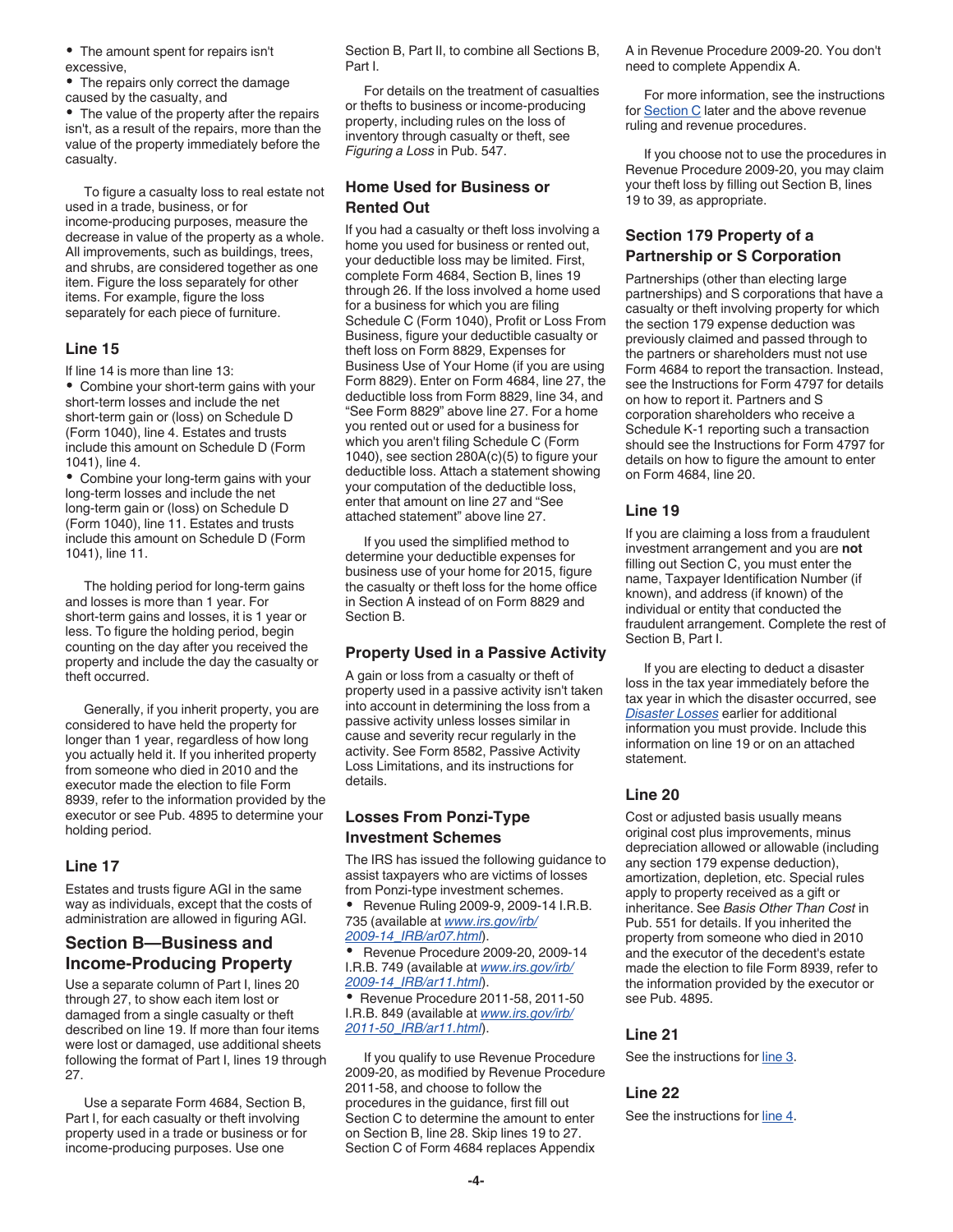- The amount spent for repairs isn't excessive,
- The repairs only correct the damage caused by the casualty, and
- The value of the property after the repairs isn't, as a result of the repairs, more than the value of the property immediately before the casualty.

To figure a casualty loss to real estate not used in a trade, business, or for income-producing purposes, measure the decrease in value of the property as a whole. All improvements, such as buildings, trees, and shrubs, are considered together as one item. Figure the loss separately for other items. For example, figure the loss separately for each piece of furniture.

### Line 15

If line 14 is more than line 13:

- Combine your short-term gains with your short-term losses and include the net short-term gain or (loss) on Schedule D (Form 1040), line 4. Estates and trusts include this amount on Schedule D (Form 1041), line 4.
- Combine your long-term gains with your long-term losses and include the net long-term gain or (loss) on Schedule D (Form 1040), line 11. Estates and trusts include this amount on Schedule D (Form 1041), line 11.

The holding period for long-term gains and losses is more than 1 year. For short-term gains and losses, it is 1 year or less. To figure the holding period, begin counting on the day after you received the property and include the day the casualty or theft occurred.

Generally, if you inherit property, you are considered to have held the property for longer than 1 year, regardless of how long you actually held it. If you inherited property from someone who died in 2010 and the executor made the election to file Form 8939, refer to the information provided by the executor or see Pub. 4895 to determine your holding period.

### Line 17

Estates and trusts figure AGI in the same way as individuals, except that the costs of administration are allowed in figuring AGI.

## Section B—Business and Income-Producing Property

Use a separate column of Part I, lines 20 through 27, to show each item lost or damaged from a single casualty or theft described on line 19. If more than four items were lost or damaged, use additional sheets following the format of Part I, lines 19 through 27.

Use a separate Form 4684, Section B, Part I, for each casualty or theft involving property used in a trade or business or for income-producing purposes. Use one Section B, Part II, to combine all Sections B, Part I.

For details on the treatment of casualties or thefts to business or income-producing property, including rules on the loss of inventory through casualty or theft, see *Figuring a Loss* in Pub. 547.

### Home Used for Business or Rented Out

If you had a casualty or theft loss involving a home you used for business or rented out, your deductible loss may be limited. First, complete Form 4684, Section B, lines 19 through 26. If the loss involved a home used for a business for which you are filing Schedule C (Form 1040), Profit or Loss From Business, figure your deductible casualty or theft loss on Form 8829, Expenses for Business Use of Your Home (if you are using Form 8829). Enter on Form 4684, line 27, the deductible loss from Form 8829, line 34, and "See Form 8829" above line 27. For a home you rented out or used for a business for which you aren't filing Schedule C (Form 1040), see section 280A(c)(5) to figure your deductible loss. Attach a statement showing your computation of the deductible loss, enter that amount on line 27 and "See attached statement" above line 27.

If you used the simplified method to determine your deductible expenses for business use of your home for 2015, figure the casualty or theft loss for the home office in Section A instead of on Form 8829 and Section B.

### Property Used in a Passive Activity

A gain or loss from a casualty or theft of property used in a passive activity isn't taken into account in determining the loss from a passive activity unless losses similar in cause and severity recur regularly in the activity. See Form 8582, Passive Activity Loss Limitations, and its instructions for details.

### Losses From Ponzi-Type Investment Schemes

The IRS has issued the following guidance to assist taxpayers who are victims of losses from Ponzi-type investment schemes.

- Revenue Ruling 2009-9, 2009-14 I.R.B. 735 (available at *www.irs.gov/irb/2009-14_IRB/ar07.html*).
- Revenue Procedure 2009-20, 2009-14 I.R.B. 749 (available at *www.irs.gov/irb/2009-14_IRB/ar11.html*).
- Revenue Procedure 2011-58, 2011-50 I.R.B. 849 (available at *www.irs.gov/irb/2011-50_IRB/ar11.html*).

If you qualify to use Revenue Procedure 2009-20, as modified by Revenue Procedure 2011-58, and choose to follow the procedures in the guidance, first fill out Section C to determine the amount to enter on Section B, line 28. Skip lines 19 to 27. Section C of Form 4684 replaces Appendix A in Revenue Procedure 2009-20. You don't need to complete Appendix A.

For more information, see the instructions for Section C later and the above revenue ruling and revenue procedures.

If you choose not to use the procedures in Revenue Procedure 2009-20, you may claim your theft loss by filling out Section B, lines 19 to 39, as appropriate.

### Section 179 Property of a Partnership or S Corporation

Partnerships (other than electing large partnerships) and S corporations that have a casualty or theft involving property for which the section 179 expense deduction was previously claimed and passed through to the partners or shareholders must not use Form 4684 to report the transaction. Instead, see the Instructions for Form 4797 for details on how to report it. Partners and S corporation shareholders who receive a Schedule K-1 reporting such a transaction should see the Instructions for Form 4797 for details on how to figure the amount to enter on Form 4684, line 20.

### Line 19

If you are claiming a loss from a fraudulent investment arrangement and you are **not** filling out Section C, you must enter the name, Taxpayer Identification Number (if known), and address (if known) of the individual or entity that conducted the fraudulent arrangement. Complete the rest of Section B, Part I.

If you are electing to deduct a disaster loss in the tax year immediately before the tax year in which the disaster occurred, see *Disaster Losses* earlier for additional information you must provide. Include this information on line 19 or on an attached statement.

### Line 20

Cost or adjusted basis usually means original cost plus improvements, minus depreciation allowed or allowable (including any section 179 expense deduction), amortization, depletion, etc. Special rules apply to property received as a gift or inheritance. See *Basis Other Than Cost* in Pub. 551 for details. If you inherited the property from someone who died in 2010 and the executor of the decedent's estate made the election to file Form 8939, refer to the information provided by the executor or see Pub. 4895.

### Line 21

See the instructions for line 3.

### Line 22

See the instructions for line 4.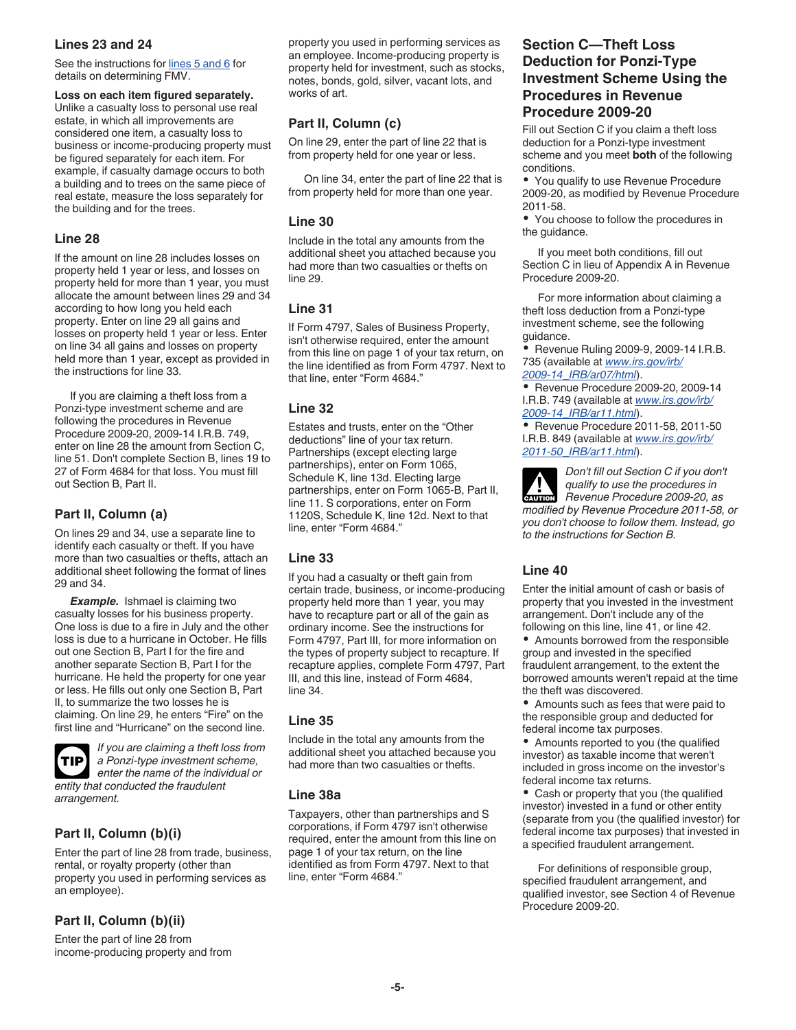### Lines 23 and 24

See the instructions for lines 5 and 6 for details on determining FMV.

**Loss on each item figured separately.** Unlike a casualty loss to personal use real estate, in which all improvements are considered one item, a casualty loss to business or income-producing property must be figured separately for each item. For example, if casualty damage occurs to both a building and to trees on the same piece of real estate, measure the loss separately for the building and for the trees.

### Line 28

If the amount on line 28 includes losses on property held 1 year or less, and losses on property held for more than 1 year, you must allocate the amount between lines 29 and 34 according to how long you held each property. Enter on line 29 all gains and losses on property held 1 year or less. Enter on line 34 all gains and losses on property held more than 1 year, except as provided in the instructions for line 33.

If you are claiming a theft loss from a Ponzi-type investment scheme and are following the procedures in Revenue Procedure 2009-20, 2009-14 I.R.B. 749, enter on line 28 the amount from Section C, line 51. Don't complete Section B, lines 19 to 27 of Form 4684 for that loss. You must fill out Section B, Part II.

### Part II, Column (a)

On lines 29 and 34, use a separate line to identify each casualty or theft. If you have more than two casualties or thefts, attach an additional sheet following the format of lines 29 and 34.

***Example.*** Ishmael is claiming two casualty losses for his business property. One loss is due to a fire in July and the other loss is due to a hurricane in October. He fills out one Section B, Part I for the fire and another separate Section B, Part I for the hurricane. He held the property for one year or less. He fills out only one Section B, Part II, to summarize the two losses he is claiming. On line 29, he enters "Fire" on the first line and "Hurricane" on the second line.

**TIP** *If you are claiming a theft loss from a Ponzi-type investment scheme, enter the name of the individual or entity that conducted the fraudulent arrangement.*

### Part II, Column (b)(i)

Enter the part of line 28 from trade, business, rental, or royalty property (other than property you used in performing services as an employee).

### Part II, Column (b)(ii)

Enter the part of line 28 from income-producing property and from property you used in performing services as an employee. Income-producing property is property held for investment, such as stocks, notes, bonds, gold, silver, vacant lots, and works of art.

### Part II, Column (c)

On line 29, enter the part of line 22 that is from property held for one year or less.

On line 34, enter the part of line 22 that is from property held for more than one year.

### Line 30

Include in the total any amounts from the additional sheet you attached because you had more than two casualties or thefts on line 29.

### Line 31

If Form 4797, Sales of Business Property, isn't otherwise required, enter the amount from this line on page 1 of your tax return, on the line identified as from Form 4797. Next to that line, enter "Form 4684."

### Line 32

Estates and trusts, enter on the "Other deductions" line of your tax return. Partnerships (except electing large partnerships), enter on Form 1065, Schedule K, line 13d. Electing large partnerships, enter on Form 1065-B, Part II, line 11. S corporations, enter on Form 1120S, Schedule K, line 12d. Next to that line, enter "Form 4684."

### Line 33

If you had a casualty or theft gain from certain trade, business, or income-producing property held more than 1 year, you may have to recapture part or all of the gain as ordinary income. See the instructions for Form 4797, Part III, for more information on the types of property subject to recapture. If recapture applies, complete Form 4797, Part III, and this line, instead of Form 4684, line 34.

### Line 35

Include in the total any amounts from the additional sheet you attached because you had more than two casualties or thefts.

### Line 38a

Taxpayers, other than partnerships and S corporations, if Form 4797 isn't otherwise required, enter the amount from this line on page 1 of your tax return, on the line identified as from Form 4797. Next to that line, enter "Form 4684."

## Section C—Theft Loss Deduction for Ponzi-Type Investment Scheme Using the Procedures in Revenue Procedure 2009-20

Fill out Section C if you claim a theft loss deduction for a Ponzi-type investment scheme and you meet **both** of the following conditions.

- You qualify to use Revenue Procedure 2009-20, as modified by Revenue Procedure 2011-58.
- You choose to follow the procedures in the guidance.

If you meet both conditions, fill out Section C in lieu of Appendix A in Revenue Procedure 2009-20.

For more information about claiming a theft loss deduction from a Ponzi-type investment scheme, see the following guidance.

- Revenue Ruling 2009-9, 2009-14 I.R.B. 735 (available at *www.irs.gov/irb/2009-14_IRB/ar07/html*).
- Revenue Procedure 2009-20, 2009-14 I.R.B. 749 (available at *www.irs.gov/irb/2009-14_IRB/ar11.html*).
- Revenue Procedure 2011-58, 2011-50 I.R.B. 849 (available at *www.irs.gov/irb/2011-50_IRB/ar11.html*).

**CAUTION** *Don't fill out Section C if you don't qualify to use the procedures in Revenue Procedure 2009-20, as modified by Revenue Procedure 2011-58, or you don't choose to follow them. Instead, go to the instructions for Section B.*

### Line 40

Enter the initial amount of cash or basis of property that you invested in the investment arrangement. Don't include any of the following on this line, line 41, or line 42.

- Amounts borrowed from the responsible group and invested in the specified fraudulent arrangement, to the extent the borrowed amounts weren't repaid at the time the theft was discovered.
- Amounts such as fees that were paid to the responsible group and deducted for federal income tax purposes.
- Amounts reported to you (the qualified investor) as taxable income that weren't included in gross income on the investor's federal income tax returns.
- Cash or property that you (the qualified investor) invested in a fund or other entity (separate from you (the qualified investor) for federal income tax purposes) that invested in a specified fraudulent arrangement.

For definitions of responsible group, specified fraudulent arrangement, and qualified investor, see Section 4 of Revenue Procedure 2009-20.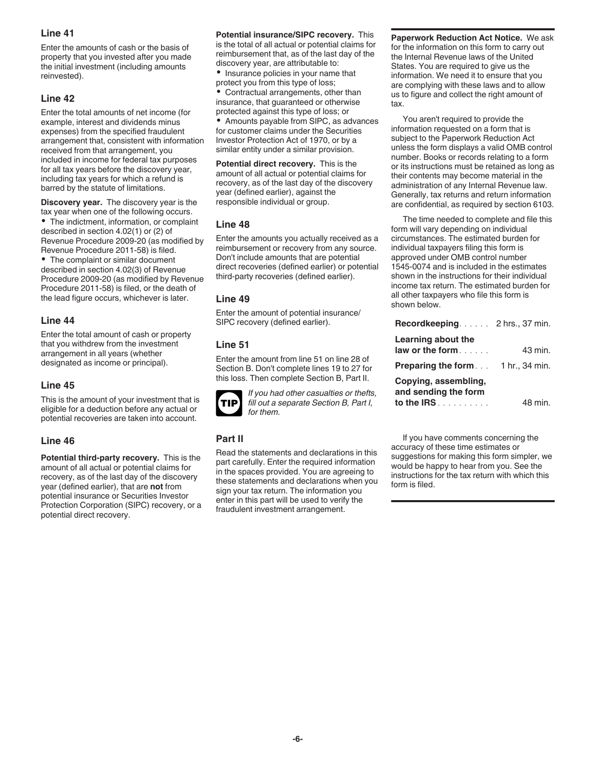### Line 41

Enter the amounts of cash or the basis of property that you invested after you made the initial investment (including amounts reinvested).

### Line 42

Enter the total amounts of net income (for example, interest and dividends minus expenses) from the specified fraudulent arrangement that, consistent with information received from that arrangement, you included in income for federal tax purposes for all tax years before the discovery year, including tax years for which a refund is barred by the statute of limitations.

**Discovery year.** The discovery year is the tax year when one of the following occurs.

- The indictment, information, or complaint described in section 4.02(1) or (2) of Revenue Procedure 2009-20 (as modified by Revenue Procedure 2011-58) is filed.
- The complaint or similar document described in section 4.02(3) of Revenue Procedure 2009-20 (as modified by Revenue Procedure 2011-58) is filed, or the death of the lead figure occurs, whichever is later.

### Line 44

Enter the total amount of cash or property that you withdrew from the investment arrangement in all years (whether designated as income or principal).

### Line 45

This is the amount of your investment that is eligible for a deduction before any actual or potential recoveries are taken into account.

### Line 46

**Potential third-party recovery.** This is the amount of all actual or potential claims for recovery, as of the last day of the discovery year (defined earlier), that are **not** from potential insurance or Securities Investor Protection Corporation (SIPC) recovery, or a potential direct recovery.

**Potential insurance/SIPC recovery.** This is the total of all actual or potential claims for reimbursement that, as of the last day of the discovery year, are attributable to:

- Insurance policies in your name that protect you from this type of loss;
- Contractual arrangements, other than insurance, that guaranteed or otherwise protected against this type of loss; or
- Amounts payable from SIPC, as advances for customer claims under the Securities Investor Protection Act of 1970, or by a similar entity under a similar provision.

**Potential direct recovery.** This is the amount of all actual or potential claims for recovery, as of the last day of the discovery year (defined earlier), against the responsible individual or group.

### Line 48

Enter the amounts you actually received as a reimbursement or recovery from any source. Don't include amounts that are potential direct recoveries (defined earlier) or potential third-party recoveries (defined earlier).

### Line 49

Enter the amount of potential insurance/ SIPC recovery (defined earlier).

### Line 51

Enter the amount from line 51 on line 28 of Section B. Don't complete lines 19 to 27 for this loss. Then complete Section B, Part II.

**TIP** *If you had other casualties or thefts, fill out a separate Section B, Part I, for them.*

### Part II

Read the statements and declarations in this part carefully. Enter the required information in the spaces provided. You are agreeing to these statements and declarations when you sign your tax return. The information you enter in this part will be used to verify the fraudulent investment arrangement.

**Paperwork Reduction Act Notice.** We ask for the information on this form to carry out the Internal Revenue laws of the United States. You are required to give us the information. We need it to ensure that you are complying with these laws and to allow us to figure and collect the right amount of tax.

You aren't required to provide the information requested on a form that is subject to the Paperwork Reduction Act unless the form displays a valid OMB control number. Books or records relating to a form or its instructions must be retained as long as their contents may become material in the administration of any Internal Revenue law. Generally, tax returns and return information are confidential, as required by section 6103.

The time needed to complete and file this form will vary depending on individual circumstances. The estimated burden for individual taxpayers filing this form is approved under OMB control number 1545-0074 and is included in the estimates shown in the instructions for their individual income tax return. The estimated burden for all other taxpayers who file this form is shown below.

| | |
|---|---|
| **Recordkeeping** | 2 hrs., 37 min. |
| **Learning about the law or the form** | 43 min. |
| **Preparing the form** | 1 hr., 34 min. |
| **Copying, assembling, and sending the form to the IRS** | 48 min. |

If you have comments concerning the accuracy of these time estimates or suggestions for making this form simpler, we would be happy to hear from you. See the instructions for the tax return with which this form is filed.